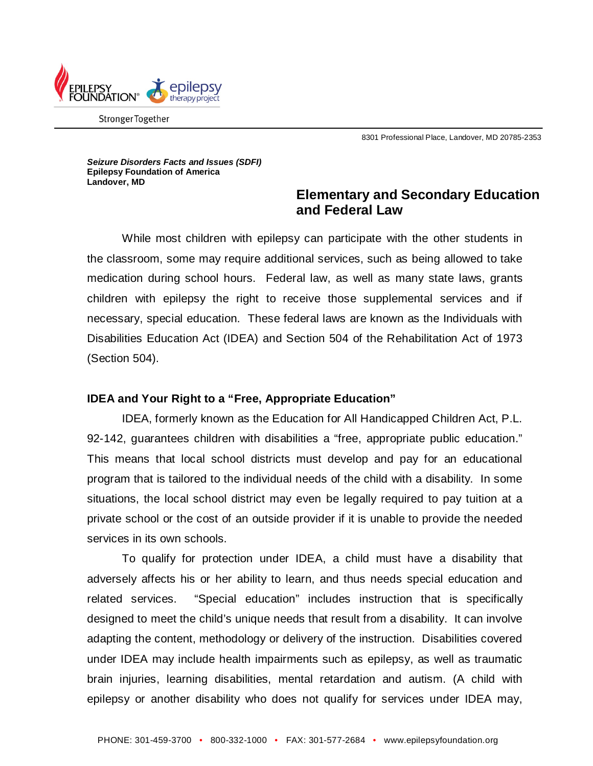*Seizure Disorders Facts and Issues (SDFI)*
**Epilepsy Foundation of America**
**Landover, MD**

# Elementary and Secondary Education and Federal Law

While most children with epilepsy can participate with the other students in the classroom, some may require additional services, such as being allowed to take medication during school hours. Federal law, as well as many state laws, grants children with epilepsy the right to receive those supplemental services and if necessary, special education. These federal laws are known as the Individuals with Disabilities Education Act (IDEA) and Section 504 of the Rehabilitation Act of 1973 (Section 504).

## IDEA and Your Right to a "Free, Appropriate Education"

IDEA, formerly known as the Education for All Handicapped Children Act, P.L. 92-142, guarantees children with disabilities a "free, appropriate public education." This means that local school districts must develop and pay for an educational program that is tailored to the individual needs of the child with a disability. In some situations, the local school district may even be legally required to pay tuition at a private school or the cost of an outside provider if it is unable to provide the needed services in its own schools.

To qualify for protection under IDEA, a child must have a disability that adversely affects his or her ability to learn, and thus needs special education and related services. "Special education" includes instruction that is specifically designed to meet the child's unique needs that result from a disability. It can involve adapting the content, methodology or delivery of the instruction. Disabilities covered under IDEA may include health impairments such as epilepsy, as well as traumatic brain injuries, learning disabilities, mental retardation and autism. (A child with epilepsy or another disability who does not qualify for services under IDEA may,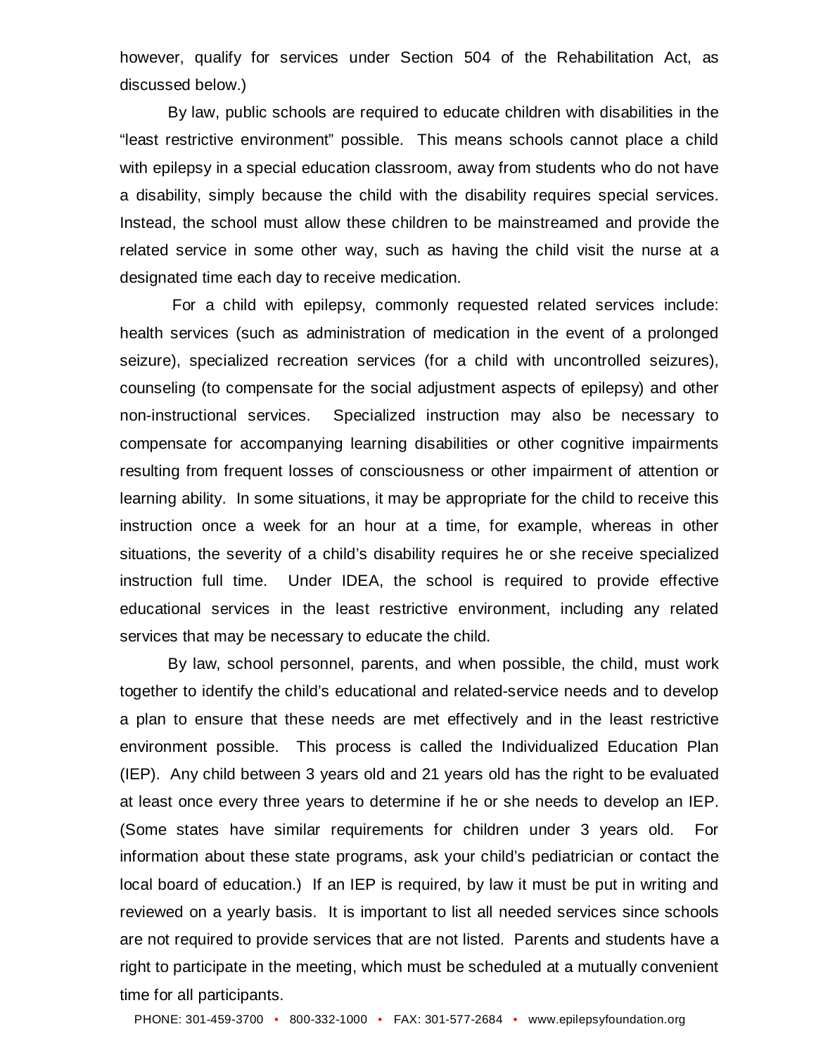however, qualify for services under Section 504 of the Rehabilitation Act, as discussed below.)

By law, public schools are required to educate children with disabilities in the "least restrictive environment" possible. This means schools cannot place a child with epilepsy in a special education classroom, away from students who do not have a disability, simply because the child with the disability requires special services. Instead, the school must allow these children to be mainstreamed and provide the related service in some other way, such as having the child visit the nurse at a designated time each day to receive medication.

For a child with epilepsy, commonly requested related services include: health services (such as administration of medication in the event of a prolonged seizure), specialized recreation services (for a child with uncontrolled seizures), counseling (to compensate for the social adjustment aspects of epilepsy) and other non-instructional services. Specialized instruction may also be necessary to compensate for accompanying learning disabilities or other cognitive impairments resulting from frequent losses of consciousness or other impairment of attention or learning ability. In some situations, it may be appropriate for the child to receive this instruction once a week for an hour at a time, for example, whereas in other situations, the severity of a child's disability requires he or she receive specialized instruction full time. Under IDEA, the school is required to provide effective educational services in the least restrictive environment, including any related services that may be necessary to educate the child.

By law, school personnel, parents, and when possible, the child, must work together to identify the child's educational and related-service needs and to develop a plan to ensure that these needs are met effectively and in the least restrictive environment possible. This process is called the Individualized Education Plan (IEP). Any child between 3 years old and 21 years old has the right to be evaluated at least once every three years to determine if he or she needs to develop an IEP. (Some states have similar requirements for children under 3 years old. For information about these state programs, ask your child's pediatrician or contact the local board of education.) If an IEP is required, by law it must be put in writing and reviewed on a yearly basis. It is important to list all needed services since schools are not required to provide services that are not listed. Parents and students have a right to participate in the meeting, which must be scheduled at a mutually convenient time for all participants.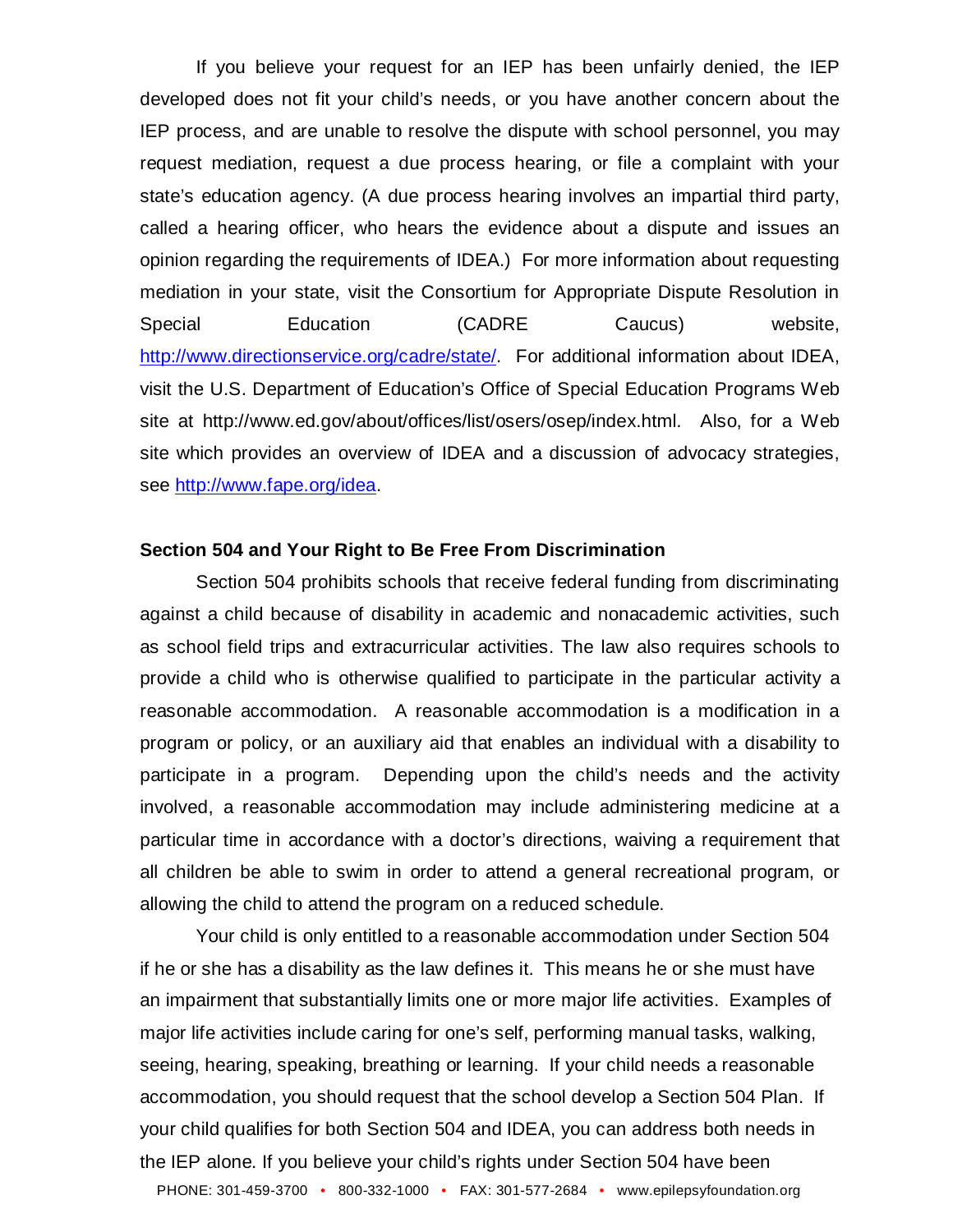If you believe your request for an IEP has been unfairly denied, the IEP developed does not fit your child's needs, or you have another concern about the IEP process, and are unable to resolve the dispute with school personnel, you may request mediation, request a due process hearing, or file a complaint with your state's education agency. (A due process hearing involves an impartial third party, called a hearing officer, who hears the evidence about a dispute and issues an opinion regarding the requirements of IDEA.) For more information about requesting mediation in your state, visit the Consortium for Appropriate Dispute Resolution in Special Education (CADRE Caucus) website, http://www.directionservice.org/cadre/state/. For additional information about IDEA, visit the U.S. Department of Education's Office of Special Education Programs Web site at http://www.ed.gov/about/offices/list/osers/osep/index.html. Also, for a Web site which provides an overview of IDEA and a discussion of advocacy strategies, see http://www.fape.org/idea.

**Section 504 and Your Right to Be Free From Discrimination**

Section 504 prohibits schools that receive federal funding from discriminating against a child because of disability in academic and nonacademic activities, such as school field trips and extracurricular activities. The law also requires schools to provide a child who is otherwise qualified to participate in the particular activity a reasonable accommodation. A reasonable accommodation is a modification in a program or policy, or an auxiliary aid that enables an individual with a disability to participate in a program. Depending upon the child's needs and the activity involved, a reasonable accommodation may include administering medicine at a particular time in accordance with a doctor's directions, waiving a requirement that all children be able to swim in order to attend a general recreational program, or allowing the child to attend the program on a reduced schedule.

Your child is only entitled to a reasonable accommodation under Section 504 if he or she has a disability as the law defines it. This means he or she must have an impairment that substantially limits one or more major life activities. Examples of major life activities include caring for one's self, performing manual tasks, walking, seeing, hearing, speaking, breathing or learning. If your child needs a reasonable accommodation, you should request that the school develop a Section 504 Plan. If your child qualifies for both Section 504 and IDEA, you can address both needs in the IEP alone. If you believe your child's rights under Section 504 have been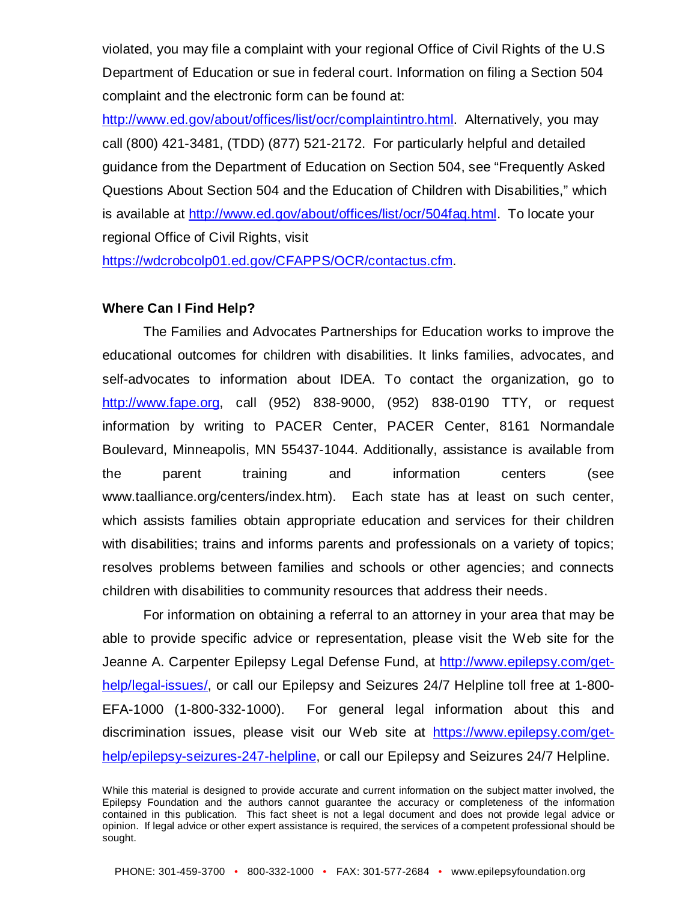violated, you may file a complaint with your regional Office of Civil Rights of the U.S Department of Education or sue in federal court. Information on filing a Section 504 complaint and the electronic form can be found at: http://www.ed.gov/about/offices/list/ocr/complaintintro.html. Alternatively, you may call (800) 421-3481, (TDD) (877) 521-2172. For particularly helpful and detailed guidance from the Department of Education on Section 504, see "Frequently Asked Questions About Section 504 and the Education of Children with Disabilities," which is available at http://www.ed.gov/about/offices/list/ocr/504faq.html. To locate your regional Office of Civil Rights, visit https://wdcrobcolp01.ed.gov/CFAPPS/OCR/contactus.cfm.

**Where Can I Find Help?**

The Families and Advocates Partnerships for Education works to improve the educational outcomes for children with disabilities. It links families, advocates, and self-advocates to information about IDEA. To contact the organization, go to http://www.fape.org, call (952) 838-9000, (952) 838-0190 TTY, or request information by writing to PACER Center, PACER Center, 8161 Normandale Boulevard, Minneapolis, MN 55437-1044. Additionally, assistance is available from the parent training and information centers (see www.taalliance.org/centers/index.htm). Each state has at least on such center, which assists families obtain appropriate education and services for their children with disabilities; trains and informs parents and professionals on a variety of topics; resolves problems between families and schools or other agencies; and connects children with disabilities to community resources that address their needs.

For information on obtaining a referral to an attorney in your area that may be able to provide specific advice or representation, please visit the Web site for the Jeanne A. Carpenter Epilepsy Legal Defense Fund, at http://www.epilepsy.com/get-help/legal-issues/, or call our Epilepsy and Seizures 24/7 Helpline toll free at 1-800-EFA-1000 (1-800-332-1000). For general legal information about this and discrimination issues, please visit our Web site at https://www.epilepsy.com/get-help/epilepsy-seizures-247-helpline, or call our Epilepsy and Seizures 24/7 Helpline.

While this material is designed to provide accurate and current information on the subject matter involved, the Epilepsy Foundation and the authors cannot guarantee the accuracy or completeness of the information contained in this publication. This fact sheet is not a legal document and does not provide legal advice or opinion. If legal advice or other expert assistance is required, the services of a competent professional should be sought.

PHONE: 301-459-3700 • 800-332-1000 • FAX: 301-577-2684 • www.epilepsyfoundation.org